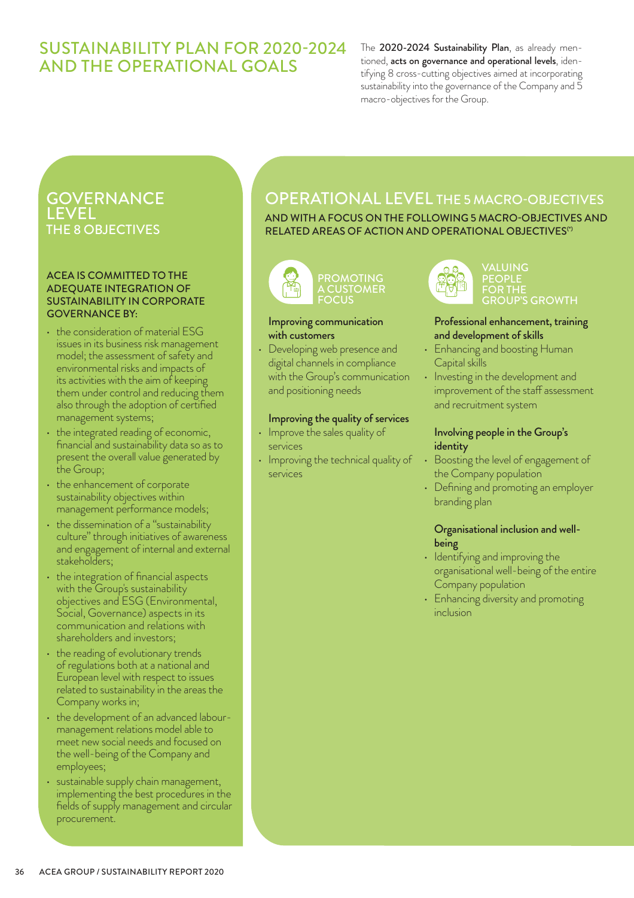# SUSTAINABILITY PLAN FOR 2020-2024 AND THE OPERATIONAL GOALS

The **2020-2024 Sustainability Plan**, as already mentioned, **acts on governance and operational levels**, identifying 8 cross-cutting objectives aimed at incorporating sustainability into the governance of the Company and 5 macro-objectives for the Group.

## GOVERNANCE LEVEL THE 8 OBJECTIVES

**ACEA IS COMMITTED TO THE ADEQUATE INTEGRATION OF SUSTAINABILITY IN CORPORATE GOVERNANCE BY:**

- the consideration of material ESG issues in its business risk management model; the assessment of safety and environmental risks and impacts of its activities with the aim of keeping them under control and reducing them also through the adoption of certified management systems;
- the integrated reading of economic, financial and sustainability data so as to present the overall value generated by the Group;
- the enhancement of corporate sustainability objectives within management performance models;
- the dissemination of a "sustainability culture" through initiatives of awareness and engagement of internal and external stakeholders;
- the integration of financial aspects with the Group's sustainability objectives and ESG (Environmental, Social, Governance) aspects in its communication and relations with shareholders and investors;
- the reading of evolutionary trends of regulations both at a national and European level with respect to issues related to sustainability in the areas the Company works in;
- the development of an advanced labour-management relations model able to meet new social needs and focused on the well-being of the Company and employees;
- sustainable supply chain management, implementing the best procedures in the fields of supply management and circular procurement.

## OPERATIONAL LEVEL THE 5 MACRO-OBJECTIVES

**AND WITH A FOCUS ON THE FOLLOWING 5 MACRO-OBJECTIVES AND RELATED AREAS OF ACTION AND OPERATIONAL OBJECTIVES(\*)**

### PROMOTING A CUSTOMER FOCUS

**Improving communication with customers**

- Developing web presence and digital channels in compliance with the Group's communication and positioning needs

**Improving the quality of services**

- Improve the sales quality of services
- Improving the technical quality of services

### VALUING PEOPLE FOR THE GROUP'S GROWTH

**Professional enhancement, training and development of skills**

- Enhancing and boosting Human Capital skills
- Investing in the development and improvement of the staff assessment and recruitment system

**Involving people in the Group's identity**

- Boosting the level of engagement of the Company population
- Defining and promoting an employer branding plan

**Organisational inclusion and well-being**

- Identifying and improving the organisational well-being of the entire Company population
- Enhancing diversity and promoting inclusion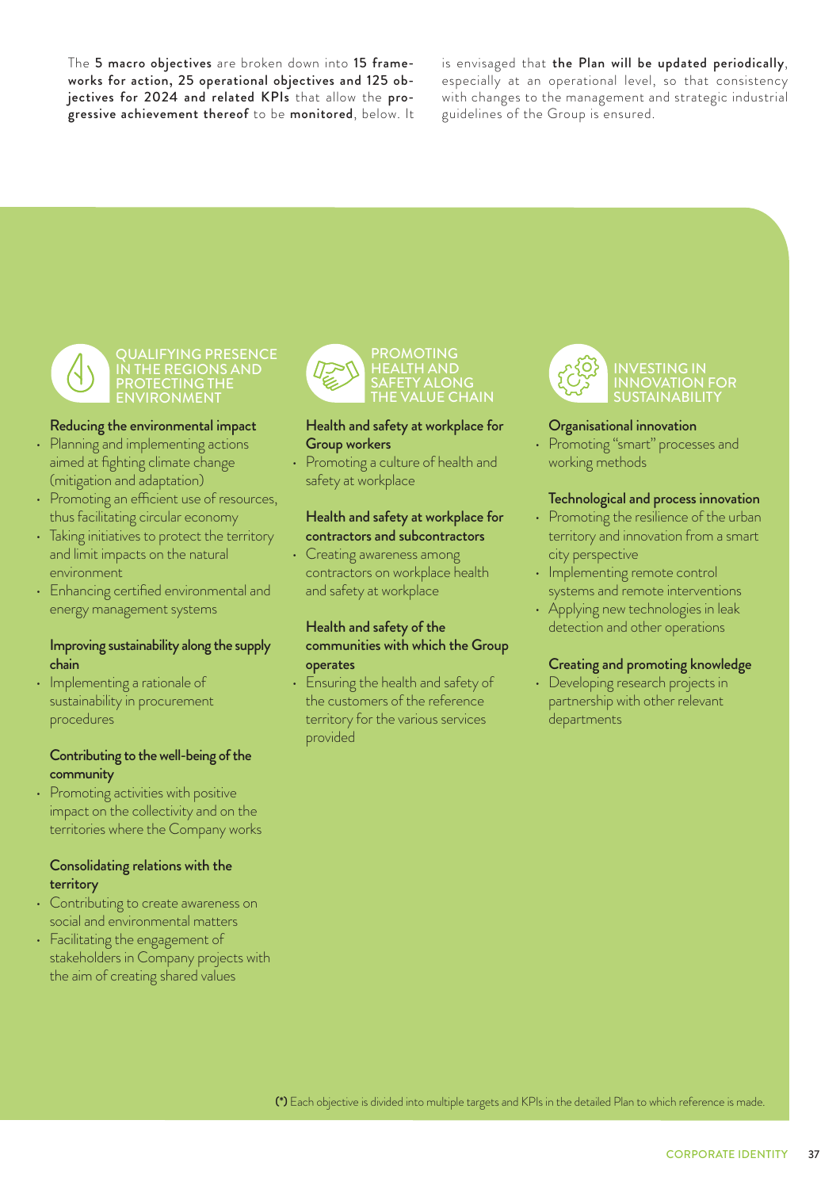The **5 macro objectives** are broken down into **15 frameworks for action, 25 operational objectives and 125 objectives for 2024 and related KPIs** that allow the **progressive achievement thereof** to be **monitored**, below. It is envisaged that **the Plan will be updated periodically**, especially at an operational level, so that consistency with changes to the management and strategic industrial guidelines of the Group is ensured.

## QUALIFYING PRESENCE IN THE REGIONS AND PROTECTING THE ENVIRONMENT

**Reducing the environmental impact**

- Planning and implementing actions aimed at fighting climate change (mitigation and adaptation)
- Promoting an efficient use of resources, thus facilitating circular economy
- Taking initiatives to protect the territory and limit impacts on the natural environment
- Enhancing certified environmental and energy management systems

**Improving sustainability along the supply chain**

- Implementing a rationale of sustainability in procurement procedures

**Contributing to the well-being of the community**

- Promoting activities with positive impact on the collectivity and on the territories where the Company works

**Consolidating relations with the territory**

- Contributing to create awareness on social and environmental matters
- Facilitating the engagement of stakeholders in Company projects with the aim of creating shared values

## PROMOTING HEALTH AND SAFETY ALONG THE VALUE CHAIN

**Health and safety at workplace for Group workers**

- Promoting a culture of health and safety at workplace

**Health and safety at workplace for contractors and subcontractors**

- Creating awareness among contractors on workplace health and safety at workplace

**Health and safety of the communities with which the Group operates**

- Ensuring the health and safety of the customers of the reference territory for the various services provided

## INVESTING IN INNOVATION FOR SUSTAINABILITY

**Organisational innovation**

- Promoting "smart" processes and working methods

**Technological and process innovation**

- Promoting the resilience of the urban territory and innovation from a smart city perspective
- Implementing remote control systems and remote interventions
- Applying new technologies in leak detection and other operations

**Creating and promoting knowledge**

- Developing research projects in partnership with other relevant departments

**(\*)** Each objective is divided into multiple targets and KPIs in the detailed Plan to which reference is made.